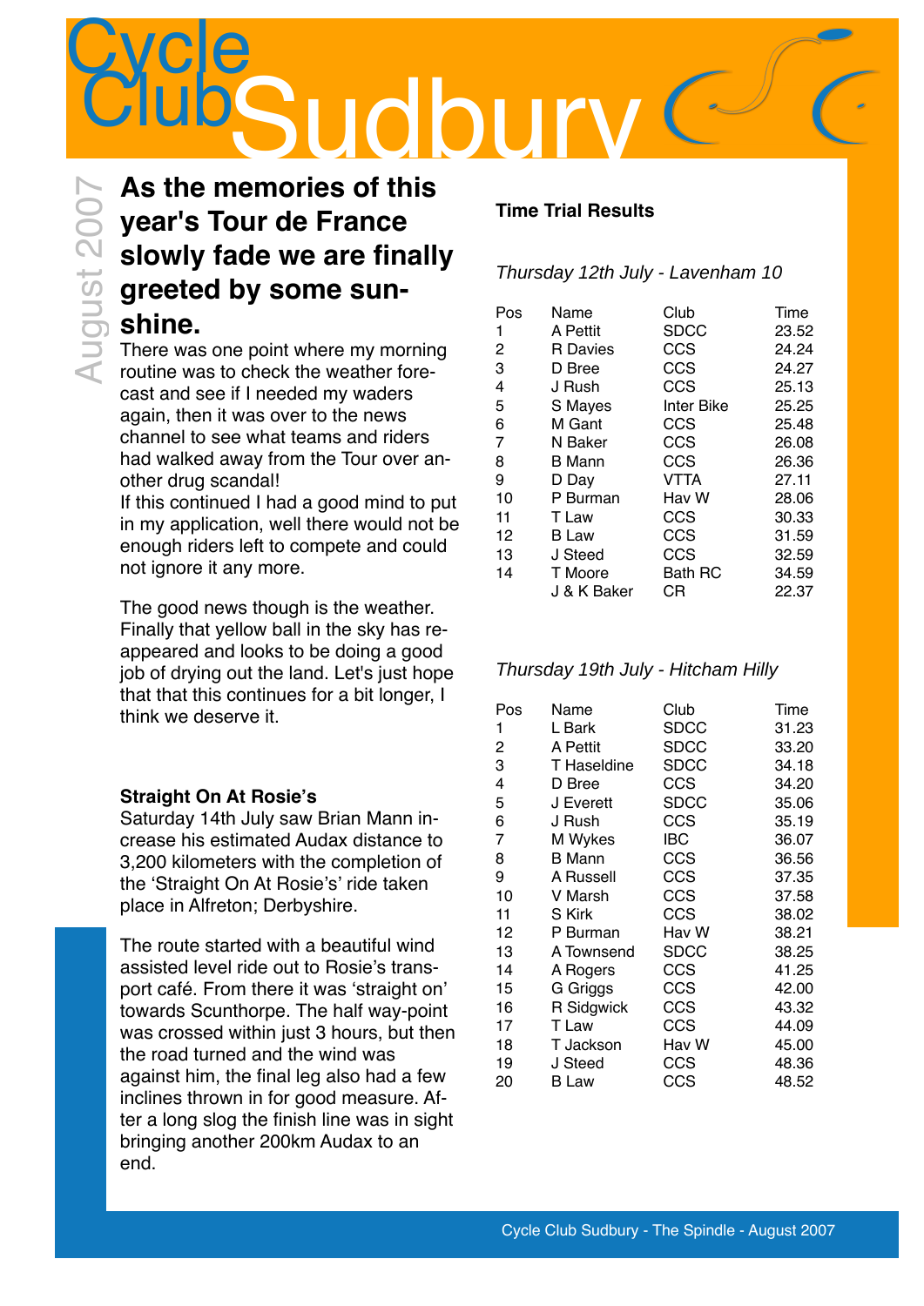# Cycle Club Sudbury

August 2007

## As the memories of this year's Tour de France slowly fade we are finally greeted by some sunshine.

There was one point where my morning routine was to check the weather forecast and see if I needed my waders again, then it was over to the news channel to see what teams and riders had walked away from the Tour over another drug scandal!
If this continued I had a good mind to put in my application, well there would not be enough riders left to compete and could not ignore it any more.

The good news though is the weather. Finally that yellow ball in the sky has reappeared and looks to be doing a good job of drying out the land. Let's just hope that that this continues for a bit longer, I think we deserve it.

### Straight On At Rosie's

Saturday 14th July saw Brian Mann increase his estimated Audax distance to 3,200 kilometers with the completion of the 'Straight On At Rosie's' ride taken place in Alfreton; Derbyshire.

The route started with a beautiful wind assisted level ride out to Rosie's transport café. From there it was 'straight on' towards Scunthorpe. The half way-point was crossed within just 3 hours, but then the road turned and the wind was against him, the final leg also had a few inclines thrown in for good measure. After a long slog the finish line was in sight bringing another 200km Audax to an end.

### Time Trial Results

*Thursday 12th July - Lavenham 10*

| Pos | Name | Club | Time |
|---|---|---|---|
| 1 | A Pettit | SDCC | 23.52 |
| 2 | R Davies | CCS | 24.24 |
| 3 | D Bree | CCS | 24.27 |
| 4 | J Rush | CCS | 25.13 |
| 5 | S Mayes | Inter Bike | 25.25 |
| 6 | M Gant | CCS | 25.48 |
| 7 | N Baker | CCS | 26.08 |
| 8 | B Mann | CCS | 26.36 |
| 9 | D Day | VTTA | 27.11 |
| 10 | P Burman | Hav W | 28.06 |
| 11 | T Law | CCS | 30.33 |
| 12 | B Law | CCS | 31.59 |
| 13 | J Steed | CCS | 32.59 |
| 14 | T Moore | Bath RC | 34.59 |
| | J & K Baker | CR | 22.37 |

*Thursday 19th July - Hitcham Hilly*

| Pos | Name | Club | Time |
|---|---|---|---|
| 1 | L Bark | SDCC | 31.23 |
| 2 | A Pettit | SDCC | 33.20 |
| 3 | T Haseldine | SDCC | 34.18 |
| 4 | D Bree | CCS | 34.20 |
| 5 | J Everett | SDCC | 35.06 |
| 6 | J Rush | CCS | 35.19 |
| 7 | M Wykes | IBC | 36.07 |
| 8 | B Mann | CCS | 36.56 |
| 9 | A Russell | CCS | 37.35 |
| 10 | V Marsh | CCS | 37.58 |
| 11 | S Kirk | CCS | 38.02 |
| 12 | P Burman | Hav W | 38.21 |
| 13 | A Townsend | SDCC | 38.25 |
| 14 | A Rogers | CCS | 41.25 |
| 15 | G Griggs | CCS | 42.00 |
| 16 | R Sidgwick | CCS | 43.32 |
| 17 | T Law | CCS | 44.09 |
| 18 | T Jackson | Hav W | 45.00 |
| 19 | J Steed | CCS | 48.36 |
| 20 | B Law | CCS | 48.52 |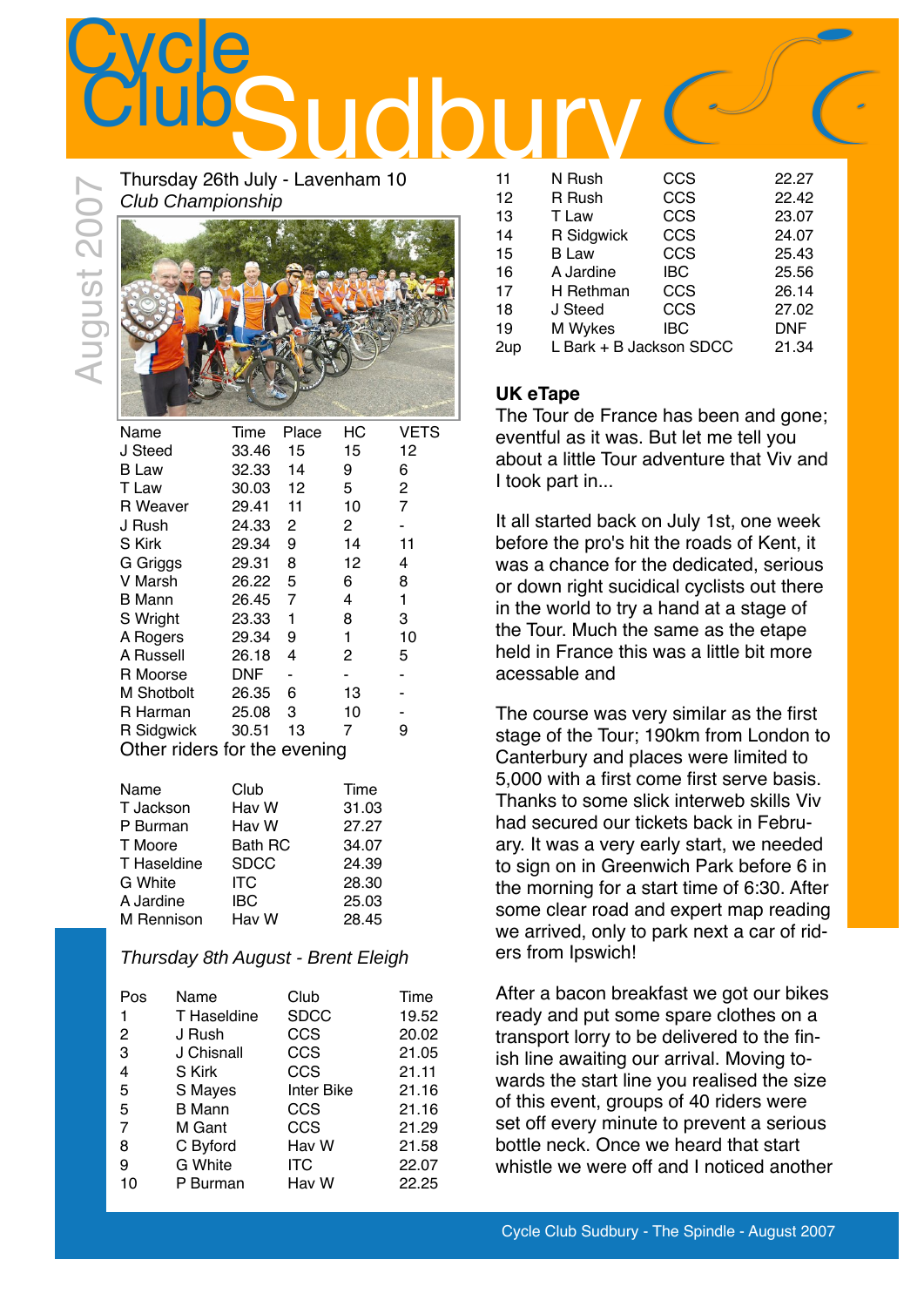# Cycle Club Sudbury

August 2007

## Thursday 26th July - Lavenham 10

*Club Championship*

| Name | Time | Place | HC | VETS |
|---|---|---|---|---|
| J Steed | 33.46 | 15 | 15 | 12 |
| B Law | 32.33 | 14 | 9 | 6 |
| T Law | 30.03 | 12 | 5 | 2 |
| R Weaver | 29.41 | 11 | 10 | 7 |
| J Rush | 24.33 | 2 | 2 | - |
| S Kirk | 29.34 | 9 | 14 | 11 |
| G Griggs | 29.31 | 8 | 12 | 4 |
| V Marsh | 26.22 | 5 | 6 | 8 |
| B Mann | 26.45 | 7 | 4 | 1 |
| S Wright | 23.33 | 1 | 8 | 3 |
| A Rogers | 29.34 | 9 | 1 | 10 |
| A Russell | 26.18 | 4 | 2 | 5 |
| R Moorse | DNF | - | - | - |
| M Shotbolt | 26.35 | 6 | 13 | - |
| R Harman | 25.08 | 3 | 10 | - |
| R Sidgwick | 30.51 | 13 | 7 | 9 |

Other riders for the evening

| Name | Club | Time |
|---|---|---|
| T Jackson | Hav W | 31.03 |
| P Burman | Hav W | 27.27 |
| T Moore | Bath RC | 34.07 |
| T Haseldine | SDCC | 24.39 |
| G White | ITC | 28.30 |
| A Jardine | IBC | 25.03 |
| M Rennison | Hav W | 28.45 |

## *Thursday 8th August - Brent Eleigh*

| Pos | Name | Club | Time |
|---|---|---|---|
| 1 | T Haseldine | SDCC | 19.52 |
| 2 | J Rush | CCS | 20.02 |
| 3 | J Chisnall | CCS | 21.05 |
| 4 | S Kirk | CCS | 21.11 |
| 5 | S Mayes | Inter Bike | 21.16 |
| 5 | B Mann | CCS | 21.16 |
| 7 | M Gant | CCS | 21.29 |
| 8 | C Byford | Hav W | 21.58 |
| 9 | G White | ITC | 22.07 |
| 10 | P Burman | Hav W | 22.25 |
| 11 | N Rush | CCS | 22.27 |
| 12 | R Rush | CCS | 22.42 |
| 13 | T Law | CCS | 23.07 |
| 14 | R Sidgwick | CCS | 24.07 |
| 15 | B Law | CCS | 25.43 |
| 16 | A Jardine | IBC | 25.56 |
| 17 | H Rethman | CCS | 26.14 |
| 18 | J Steed | CCS | 27.02 |
| 19 | M Wykes | IBC | DNF |
| 2up | L Bark + B Jackson | SDCC | 21.34 |

## UK eTape

The Tour de France has been and gone; eventful as it was. But let me tell you about a little Tour adventure that Viv and I took part in...

It all started back on July 1st, one week before the pro's hit the roads of Kent, it was a chance for the dedicated, serious or down right sucidical cyclists out there in the world to try a hand at a stage of the Tour. Much the same as the etape held in France this was a little bit more acessable and

The course was very similar as the first stage of the Tour; 190km from London to Canterbury and places were limited to 5,000 with a first come first serve basis. Thanks to some slick interweb skills Viv had secured our tickets back in February. It was a very early start, we needed to sign on in Greenwich Park before 6 in the morning for a start time of 6:30. After some clear road and expert map reading we arrived, only to park next a car of riders from Ipswich!

After a bacon breakfast we got our bikes ready and put some spare clothes on a transport lorry to be delivered to the finish line awaiting our arrival. Moving towards the start line you realised the size of this event, groups of 40 riders were set off every minute to prevent a serious bottle neck. Once we heard that start whistle we were off and I noticed another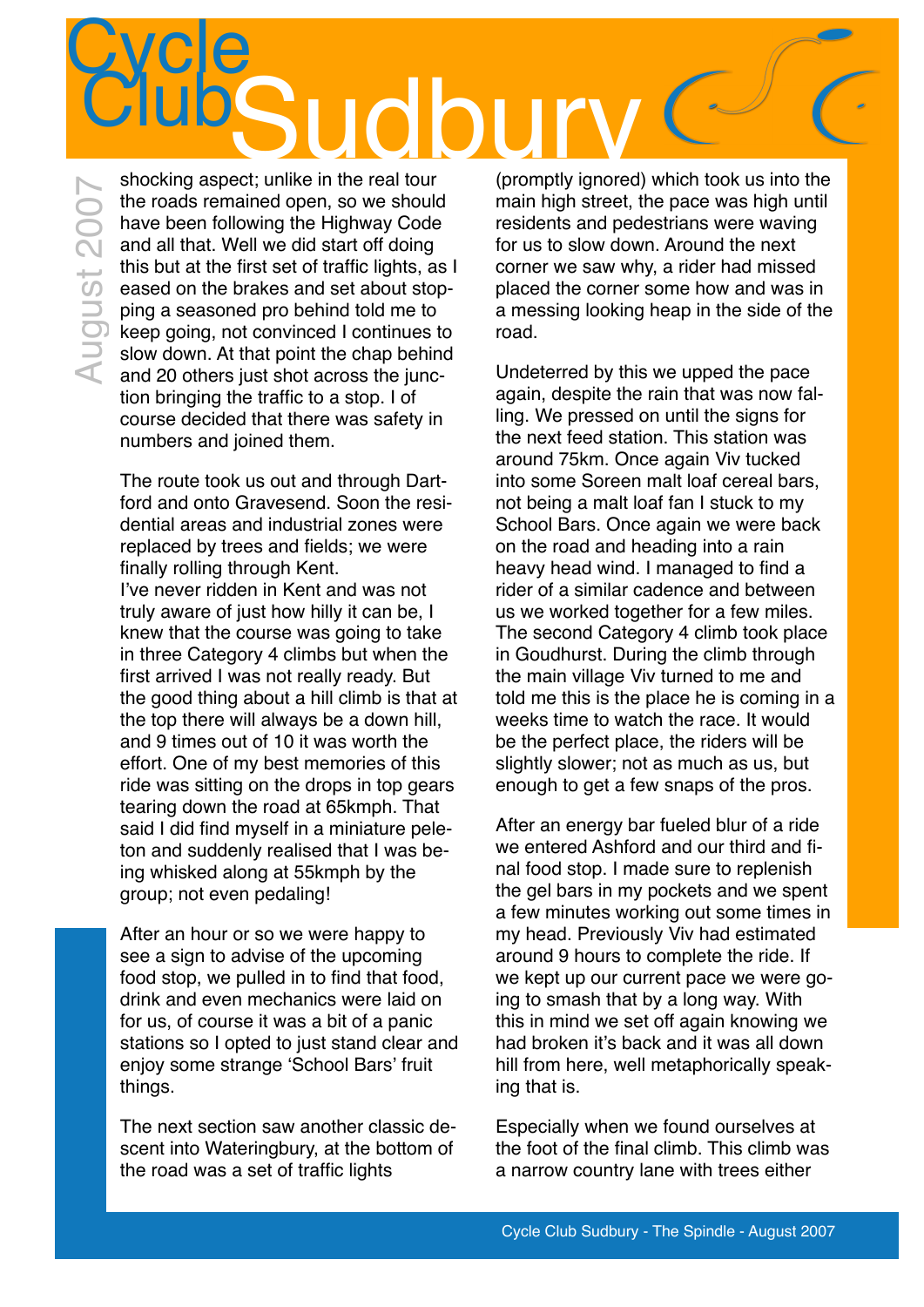shocking aspect; unlike in the real tour the roads remained open, so we should have been following the Highway Code and all that. Well we did start off doing this but at the first set of traffic lights, as I eased on the brakes and set about stopping a seasoned pro behind told me to keep going, not convinced I continues to slow down. At that point the chap behind and 20 others just shot across the junction bringing the traffic to a stop. I of course decided that there was safety in numbers and joined them.

The route took us out and through Dartford and onto Gravesend. Soon the residential areas and industrial zones were replaced by trees and fields; we were finally rolling through Kent.
I've never ridden in Kent and was not truly aware of just how hilly it can be, I knew that the course was going to take in three Category 4 climbs but when the first arrived I was not really ready. But the good thing about a hill climb is that at the top there will always be a down hill, and 9 times out of 10 it was worth the effort. One of my best memories of this ride was sitting on the drops in top gears tearing down the road at 65kmph. That said I did find myself in a miniature peleton and suddenly realised that I was being whisked along at 55kmph by the group; not even pedaling!

After an hour or so we were happy to see a sign to advise of the upcoming food stop, we pulled in to find that food, drink and even mechanics were laid on for us, of course it was a bit of a panic stations so I opted to just stand clear and enjoy some strange 'School Bars' fruit things.

The next section saw another classic descent into Wateringbury, at the bottom of the road was a set of traffic lights (promptly ignored) which took us into the main high street, the pace was high until residents and pedestrians were waving for us to slow down. Around the next corner we saw why, a rider had missed placed the corner some how and was in a messing looking heap in the side of the road.

Undeterred by this we upped the pace again, despite the rain that was now falling. We pressed on until the signs for the next feed station. This station was around 75km. Once again Viv tucked into some Soreen malt loaf cereal bars, not being a malt loaf fan I stuck to my School Bars. Once again we were back on the road and heading into a rain heavy head wind. I managed to find a rider of a similar cadence and between us we worked together for a few miles. The second Category 4 climb took place in Goudhurst. During the climb through the main village Viv turned to me and told me this is the place he is coming in a weeks time to watch the race. It would be the perfect place, the riders will be slightly slower; not as much as us, but enough to get a few snaps of the pros.

After an energy bar fueled blur of a ride we entered Ashford and our third and final food stop. I made sure to replenish the gel bars in my pockets and we spent a few minutes working out some times in my head. Previously Viv had estimated around 9 hours to complete the ride. If we kept up our current pace we were going to smash that by a long way. With this in mind we set off again knowing we had broken it's back and it was all down hill from here, well metaphorically speaking that is.

Especially when we found ourselves at the foot of the final climb. This climb was a narrow country lane with trees either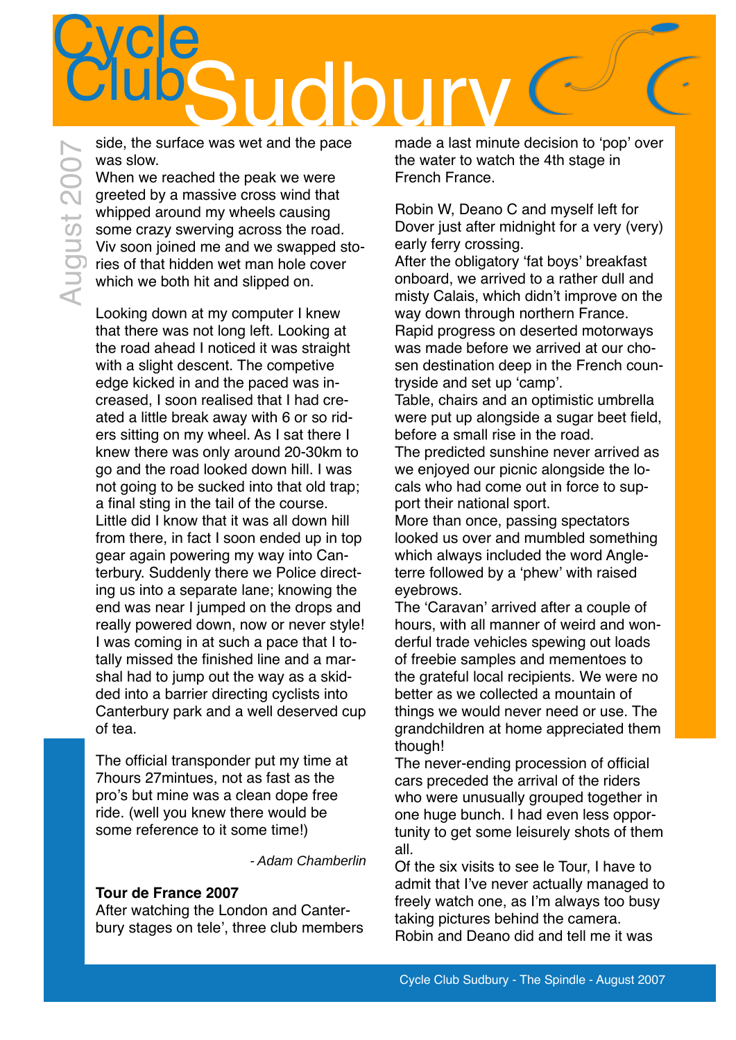side, the surface was wet and the pace was slow.
When we reached the peak we were greeted by a massive cross wind that whipped around my wheels causing some crazy swerving across the road. Viv soon joined me and we swapped stories of that hidden wet man hole cover which we both hit and slipped on.

Looking down at my computer I knew that there was not long left. Looking at the road ahead I noticed it was straight with a slight descent. The competive edge kicked in and the paced was increased, I soon realised that I had created a little break away with 6 or so riders sitting on my wheel. As I sat there I knew there was only around 20-30km to go and the road looked down hill. I was not going to be sucked into that old trap; a final sting in the tail of the course. Little did I know that it was all down hill from there, in fact I soon ended up in top gear again powering my way into Canterbury. Suddenly there we Police directing us into a separate lane; knowing the end was near I jumped on the drops and really powered down, now or never style! I was coming in at such a pace that I totally missed the finished line and a marshal had to jump out the way as a skidded into a barrier directing cyclists into Canterbury park and a well deserved cup of tea.

The official transponder put my time at 7hours 27mintues, not as fast as the pro's but mine was a clean dope free ride. (well you knew there would be some reference to it some time!)

*- Adam Chamberlin*

**Tour de France 2007**
After watching the London and Canterbury stages on tele', three club members made a last minute decision to 'pop' over the water to watch the 4th stage in French France.

Robin W, Deano C and myself left for Dover just after midnight for a very (very) early ferry crossing.
After the obligatory 'fat boys' breakfast onboard, we arrived to a rather dull and misty Calais, which didn't improve on the way down through northern France. Rapid progress on deserted motorways was made before we arrived at our chosen destination deep in the French countryside and set up 'camp'.
Table, chairs and an optimistic umbrella were put up alongside a sugar beet field, before a small rise in the road.
The predicted sunshine never arrived as we enjoyed our picnic alongside the locals who had come out in force to support their national sport.
More than once, passing spectators looked us over and mumbled something which always included the word Angleterre followed by a 'phew' with raised eyebrows.
The 'Caravan' arrived after a couple of hours, with all manner of weird and wonderful trade vehicles spewing out loads of freebie samples and mementoes to the grateful local recipients. We were no better as we collected a mountain of things we would never need or use. The grandchildren at home appreciated them though!
The never-ending procession of official cars preceded the arrival of the riders who were unusually grouped together in one huge bunch. I had even less opportunity to get some leisurely shots of them all.
Of the six visits to see le Tour, I have to admit that I've never actually managed to freely watch one, as I'm always too busy taking pictures behind the camera.
Robin and Deano did and tell me it was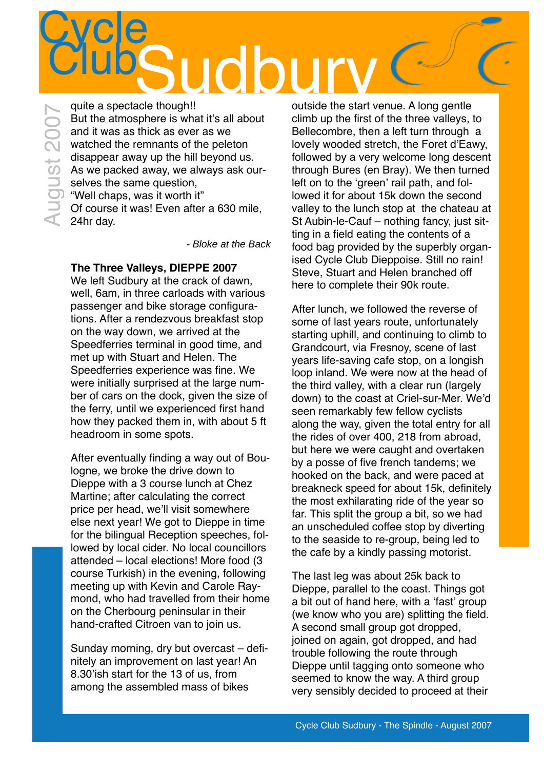quite a spectacle though!!
But the atmosphere is what it's all about and it was as thick as ever as we watched the remnants of the peleton disappear away up the hill beyond us.
As we packed away, we always ask ourselves the same question,
"Well chaps, was it worth it"
Of course it was! Even after a 630 mile, 24hr day.

*- Bloke at the Back*

**The Three Valleys, DIEPPE 2007**
We left Sudbury at the crack of dawn, well, 6am, in three carloads with various passenger and bike storage configurations. After a rendezvous breakfast stop on the way down, we arrived at the Speedferries terminal in good time, and met up with Stuart and Helen. The Speedferries experience was fine. We were initially surprised at the large number of cars on the dock, given the size of the ferry, until we experienced first hand how they packed them in, with about 5 ft headroom in some spots.

After eventually finding a way out of Boulogne, we broke the drive down to Dieppe with a 3 course lunch at Chez Martine; after calculating the correct price per head, we'll visit somewhere else next year! We got to Dieppe in time for the bilingual Reception speeches, followed by local cider. No local councillors attended – local elections! More food (3 course Turkish) in the evening, following meeting up with Kevin and Carole Raymond, who had travelled from their home on the Cherbourg peninsular in their hand-crafted Citroen van to join us.

Sunday morning, dry but overcast – definitely an improvement on last year! An 8.30'ish start for the 13 of us, from among the assembled mass of bikes outside the start venue. A long gentle climb up the first of the three valleys, to Bellecombre, then a left turn through a lovely wooded stretch, the Foret d'Eawy, followed by a very welcome long descent through Bures (en Bray). We then turned left on to the 'green' rail path, and followed it for about 15k down the second valley to the lunch stop at the chateau at St Aubin-le-Cauf – nothing fancy, just sitting in a field eating the contents of a food bag provided by the superbly organised Cycle Club Dieppoise. Still no rain! Steve, Stuart and Helen branched off here to complete their 90k route.

After lunch, we followed the reverse of some of last years route, unfortunately starting uphill, and continuing to climb to Grandcourt, via Fresnoy, scene of last years life-saving cafe stop, on a longish loop inland. We were now at the head of the third valley, with a clear run (largely down) to the coast at Criel-sur-Mer. We'd seen remarkably few fellow cyclists along the way, given the total entry for all the rides of over 400, 218 from abroad, but here we were caught and overtaken by a posse of five french tandems; we hooked on the back, and were paced at breakneck speed for about 15k, definitely the most exhilarating ride of the year so far. This split the group a bit, so we had an unscheduled coffee stop by diverting to the seaside to re-group, being led to the cafe by a kindly passing motorist.

The last leg was about 25k back to Dieppe, parallel to the coast. Things got a bit out of hand here, with a 'fast' group (we know who you are) splitting the field. A second small group got dropped, joined on again, got dropped, and had trouble following the route through Dieppe until tagging onto someone who seemed to know the way. A third group very sensibly decided to proceed at their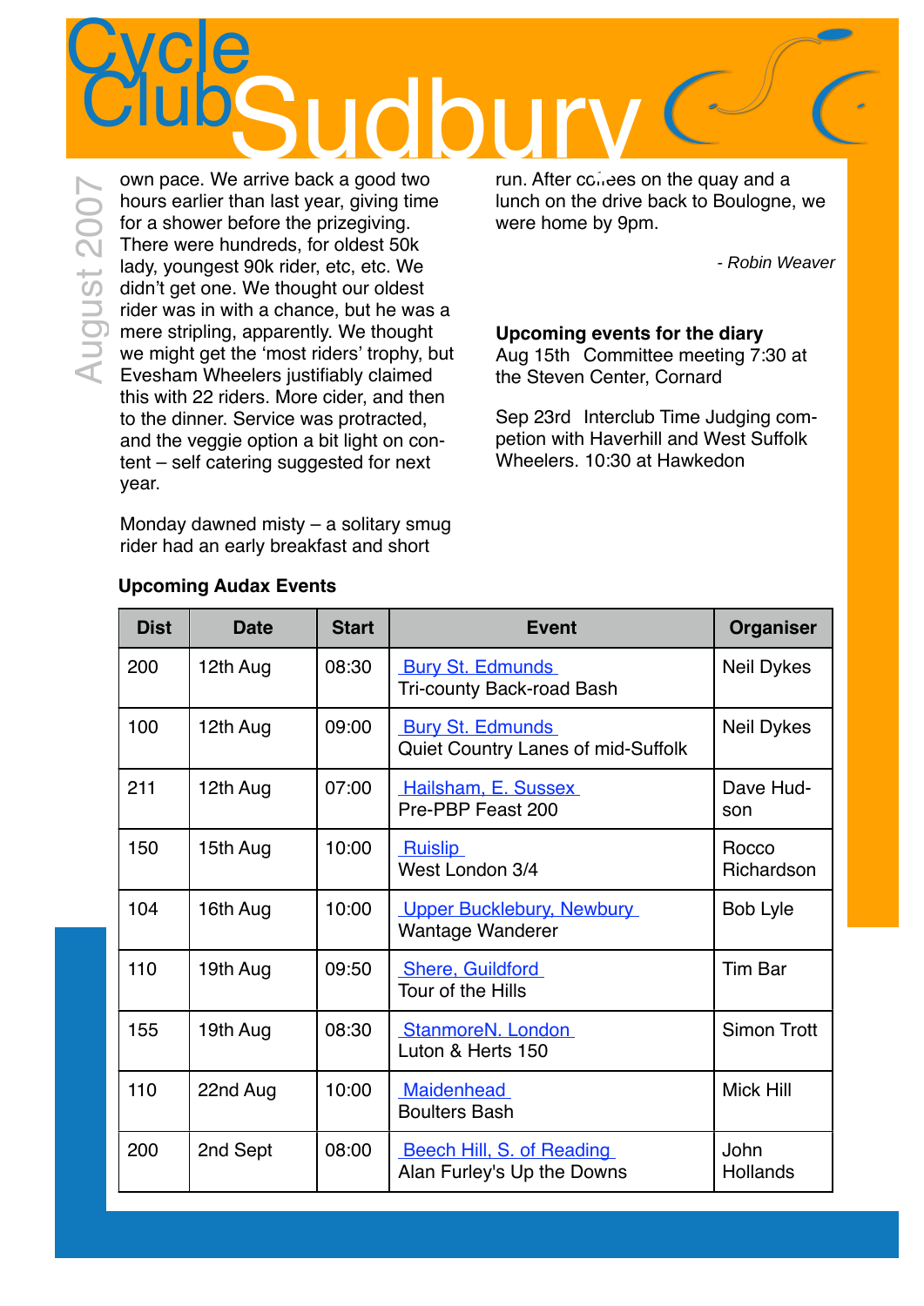own pace. We arrive back a good two hours earlier than last year, giving time for a shower before the prizegiving. There were hundreds, for oldest 50k lady, youngest 90k rider, etc, etc. We didn't get one. We thought our oldest rider was in with a chance, but he was a mere stripling, apparently. We thought we might get the 'most riders' trophy, but Evesham Wheelers justifiably claimed this with 22 riders. More cider, and then to the dinner. Service was protracted, and the veggie option a bit light on content – self catering suggested for next year.

Monday dawned misty – a solitary smug rider had an early breakfast and short run. After coffees on the quay and a lunch on the drive back to Boulogne, we were home by 9pm.

*- Robin Weaver*

**Upcoming events for the diary**

Aug 15th Committee meeting 7:30 at the Steven Center, Cornard

Sep 23rd Interclub Time Judging competion with Haverhill and West Suffolk Wheelers. 10:30 at Hawkedon

**Upcoming Audax Events**

| Dist | Date | Start | Event | Organiser |
|---|---|---|---|---|
| 200 | 12th Aug | 08:30 | Bury St. Edmunds<br>Tri-county Back-road Bash | Neil Dykes |
| 100 | 12th Aug | 09:00 | Bury St. Edmunds<br>Quiet Country Lanes of mid-Suffolk | Neil Dykes |
| 211 | 12th Aug | 07:00 | Hailsham, E. Sussex<br>Pre-PBP Feast 200 | Dave Hudson |
| 150 | 15th Aug | 10:00 | Ruislip<br>West London 3/4 | Rocco Richardson |
| 104 | 16th Aug | 10:00 | Upper Bucklebury, Newbury<br>Wantage Wanderer | Bob Lyle |
| 110 | 19th Aug | 09:50 | Shere, Guildford<br>Tour of the Hills | Tim Bar |
| 155 | 19th Aug | 08:30 | StanmoreN. London<br>Luton & Herts 150 | Simon Trott |
| 110 | 22nd Aug | 10:00 | Maidenhead<br>Boulters Bash | Mick Hill |
| 200 | 2nd Sept | 08:00 | Beech Hill, S. of Reading<br>Alan Furley's Up the Downs | John Hollands |